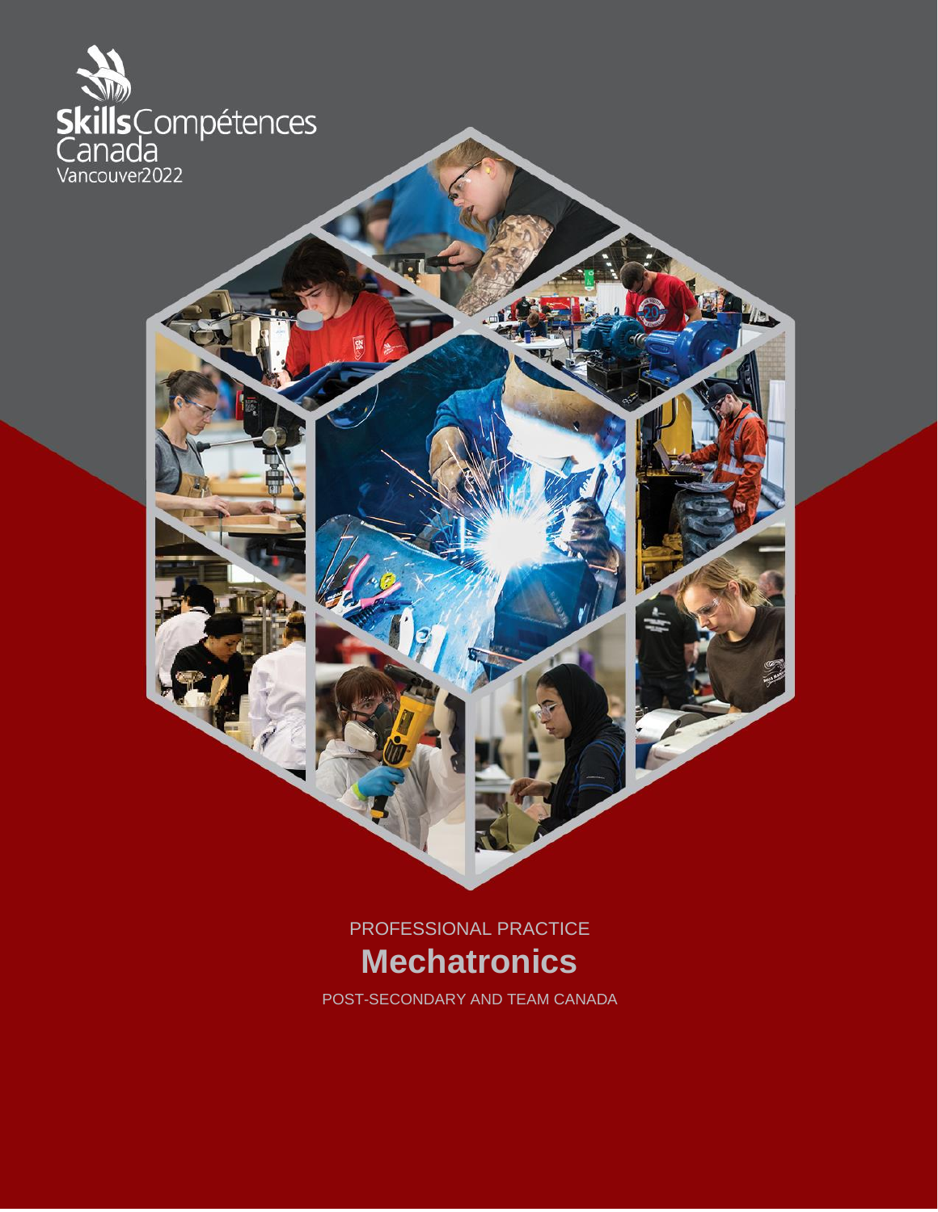Skills Compétences Canada

Vancouver2022

PROFESSIONAL PRACTICE

# Mechatronics

POST-SECONDARY AND TEAM CANADA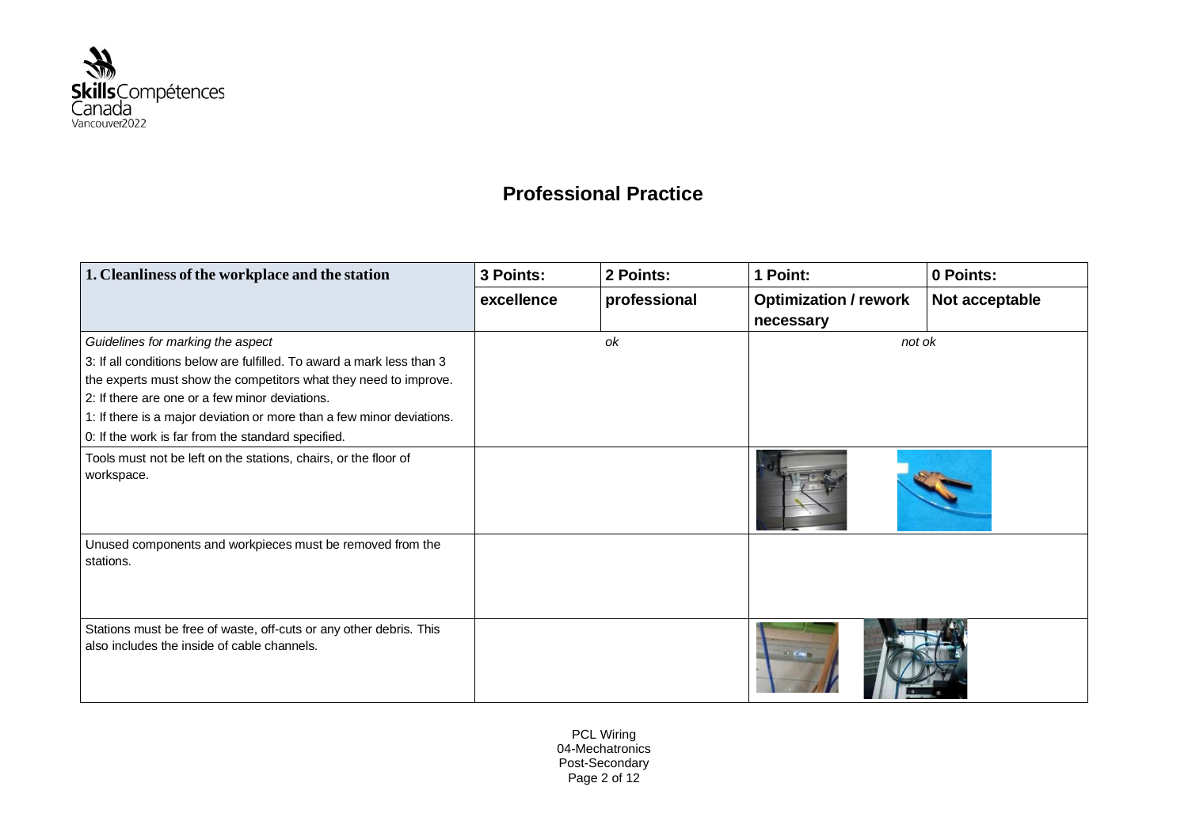# Professional Practice

| 1. Cleanliness of the workplace and the station | 3 Points: | 2 Points: | 1 Point: | 0 Points: |
|---|---|---|---|---|
| | excellence | professional | Optimization / rework necessary | Not acceptable |
| *Guidelines for marking the aspect*<br>3: If all conditions below are fulfilled. To award a mark less than 3 the experts must show the competitors what they need to improve.<br>2: If there are one or a few minor deviations.<br>1: If there is a major deviation or more than a few minor deviations.<br>0: If the work is far from the standard specified. | *ok* | | *not ok* | |
| Tools must not be left on the stations, chairs, or the floor of workspace. | | | | |
| Unused components and workpieces must be removed from the stations. | | | | |
| Stations must be free of waste, off-cuts or any other debris. This also includes the inside of cable channels. | | | | |

PCL Wiring
04-Mechatronics
Post-Secondary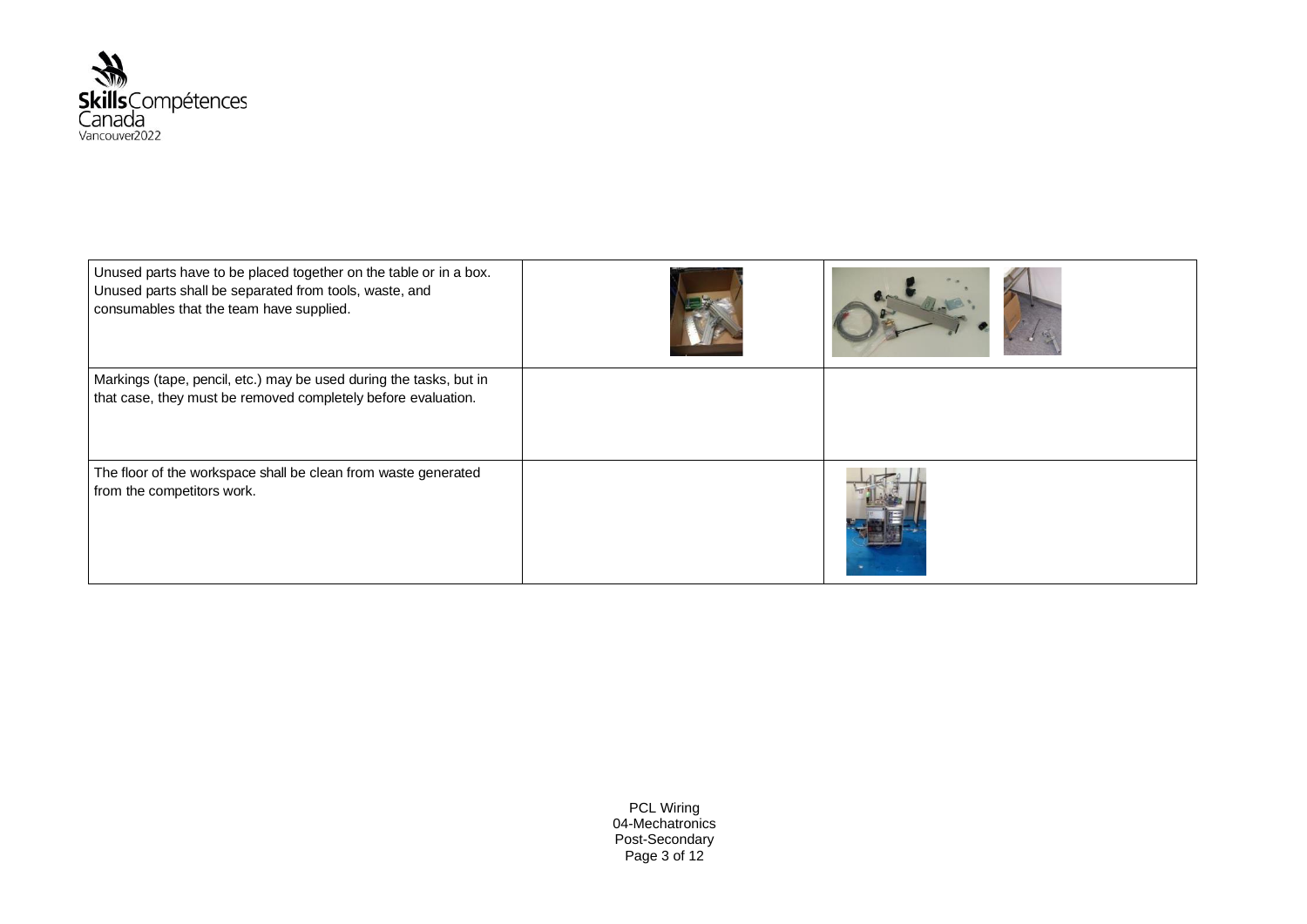| | | |
|---|---|---|
| Unused parts have to be placed together on the table or in a box. Unused parts shall be separated from tools, waste, and consumables that the team have supplied. | | |
| Markings (tape, pencil, etc.) may be used during the tasks, but in that case, they must be removed completely before evaluation. | | |
| The floor of the workspace shall be clean from waste generated from the competitors work. | | |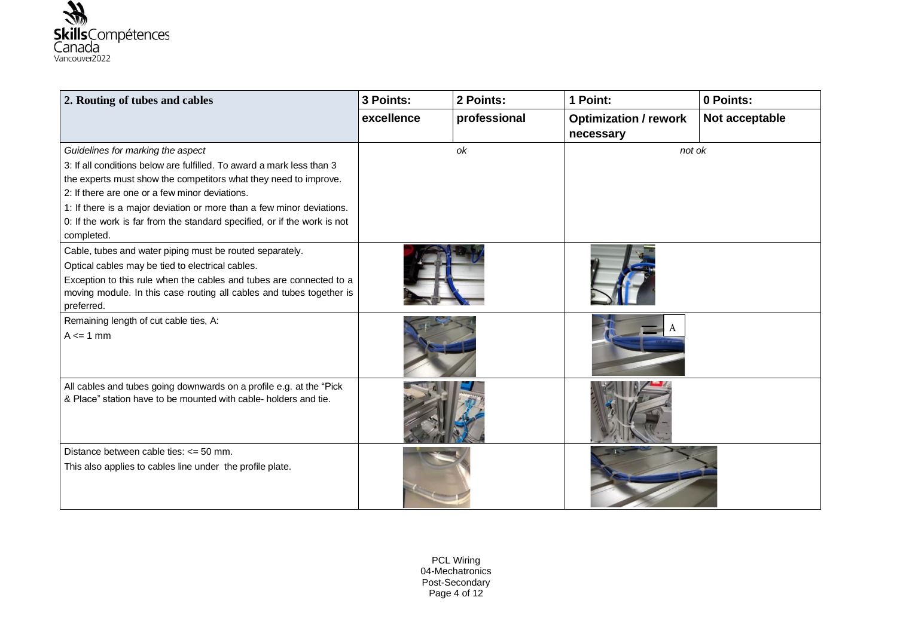| 2. Routing of tubes and cables | 3 Points: | 2 Points: | 1 Point: | 0 Points: |
|---|---|---|---|---|
| | excellence | professional | Optimization / rework necessary | Not acceptable |
| *Guidelines for marking the aspect*<br>3: If all conditions below are fulfilled. To award a mark less than 3 the experts must show the competitors what they need to improve.<br>2: If there are one or a few minor deviations.<br>1: If there is a major deviation or more than a few minor deviations.<br>0: If the work is far from the standard specified, or if the work is not completed. | *ok* | | *not ok* | |
| Cable, tubes and water piping must be routed separately.<br>Optical cables may be tied to electrical cables.<br>Exception to this rule when the cables and tubes are connected to a moving module. In this case routing all cables and tubes together is preferred. | | | | |
| Remaining length of cut cable ties, A:<br>A <= 1 mm | | | A | |
| All cables and tubes going downwards on a profile e.g. at the "Pick & Place" station have to be mounted with cable- holders and tie. | | | | |
| Distance between cable ties: <= 50 mm.<br>This also applies to cables line under the profile plate. | | | | |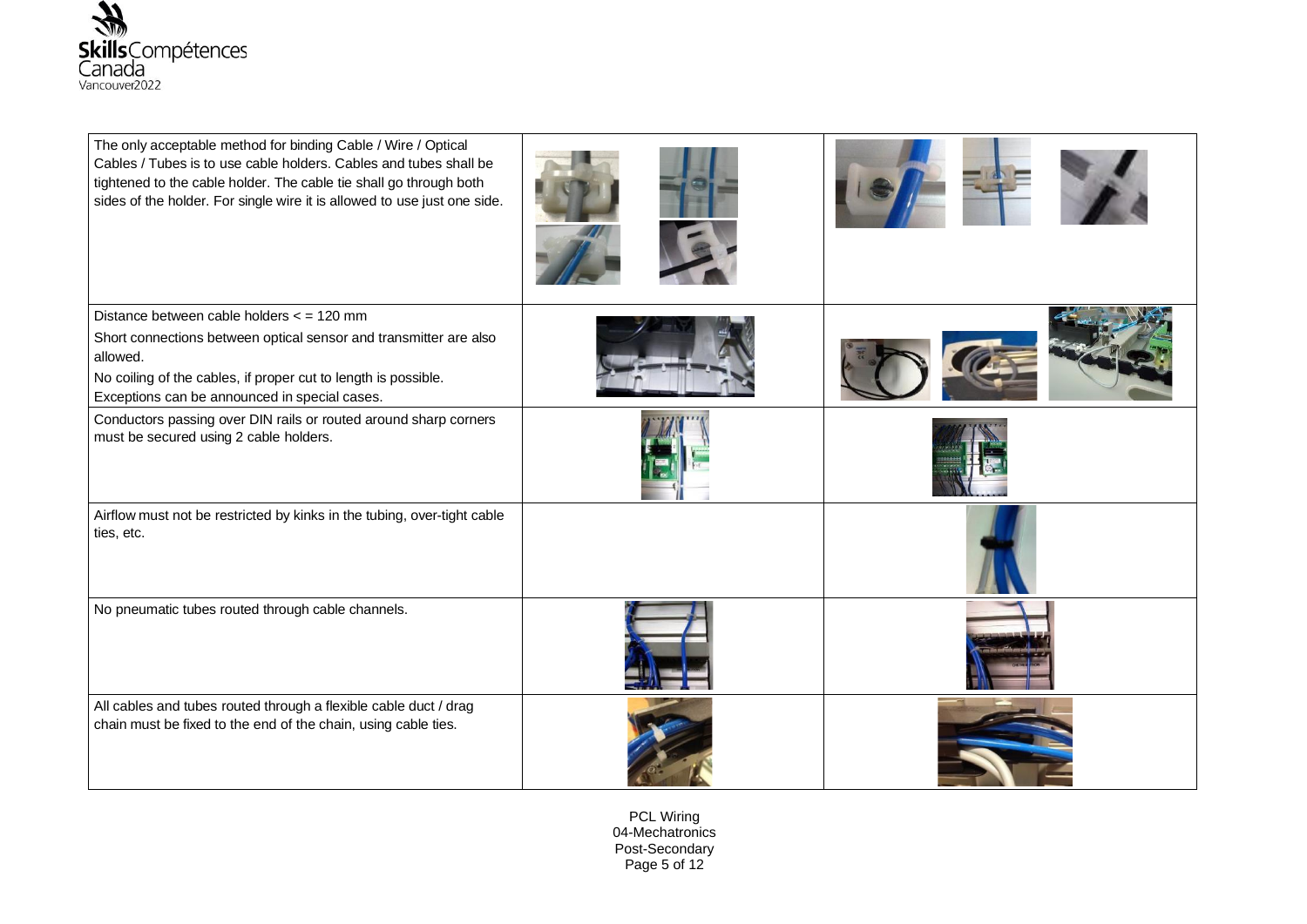| | | |
|---|---|---|
| The only acceptable method for binding Cable / Wire / Optical Cables / Tubes is to use cable holders. Cables and tubes shall be tightened to the cable holder. The cable tie shall go through both sides of the holder. For single wire it is allowed to use just one side. | | |
| Distance between cable holders < = 120 mm<br>Short connections between optical sensor and transmitter are also allowed.<br>No coiling of the cables, if proper cut to length is possible. Exceptions can be announced in special cases. | | |
| Conductors passing over DIN rails or routed around sharp corners must be secured using 2 cable holders. | | |
| Airflow must not be restricted by kinks in the tubing, over-tight cable ties, etc. | | |
| No pneumatic tubes routed through cable channels. | | |
| All cables and tubes routed through a flexible cable duct / drag chain must be fixed to the end of the chain, using cable ties. | | |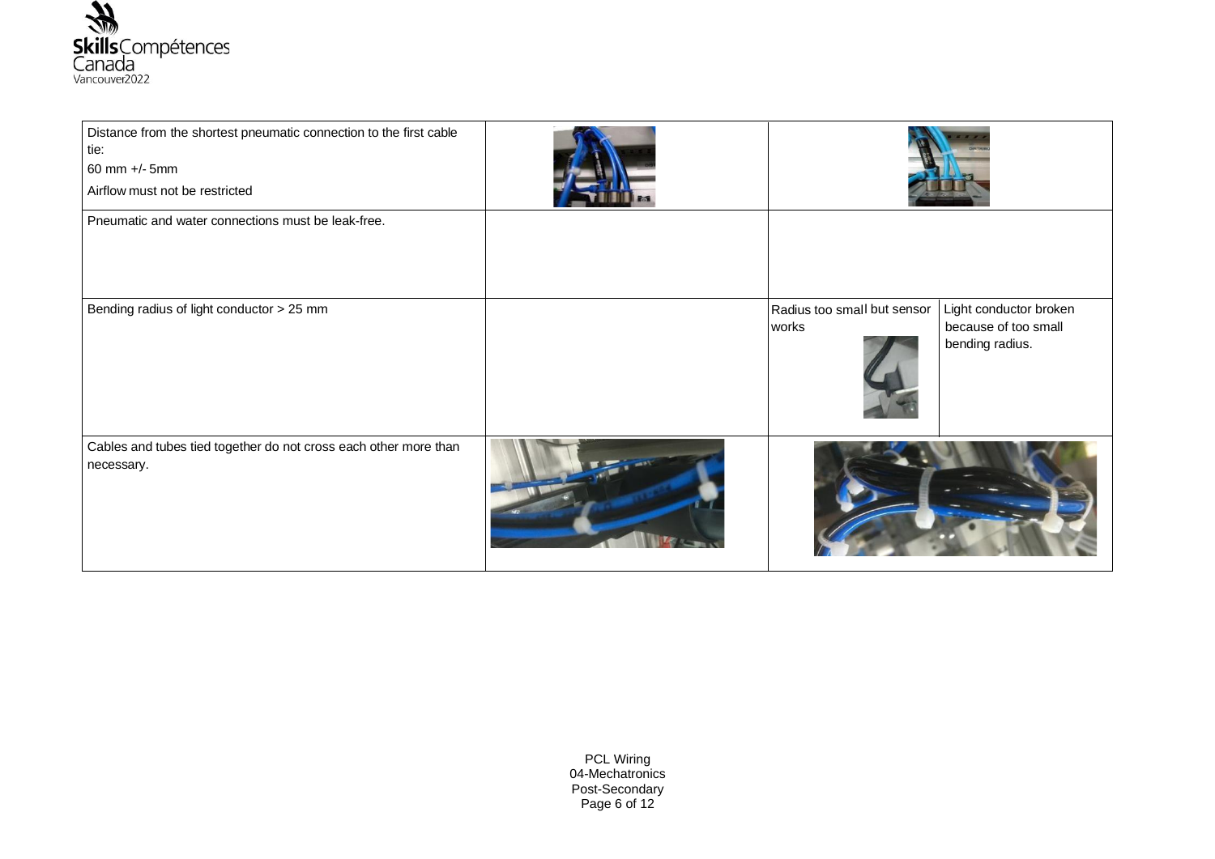| | | | |
|---|---|---|---|
| Distance from the shortest pneumatic connection to the first cable tie:<br>60 mm +/- 5mm<br>Airflow must not be restricted | | | |
| Pneumatic and water connections must be leak-free. | | | |
| Bending radius of light conductor > 25 mm | | Radius too small but sensor works | Light conductor broken because of too small bending radius. |
| Cables and tubes tied together do not cross each other more than necessary. | | | |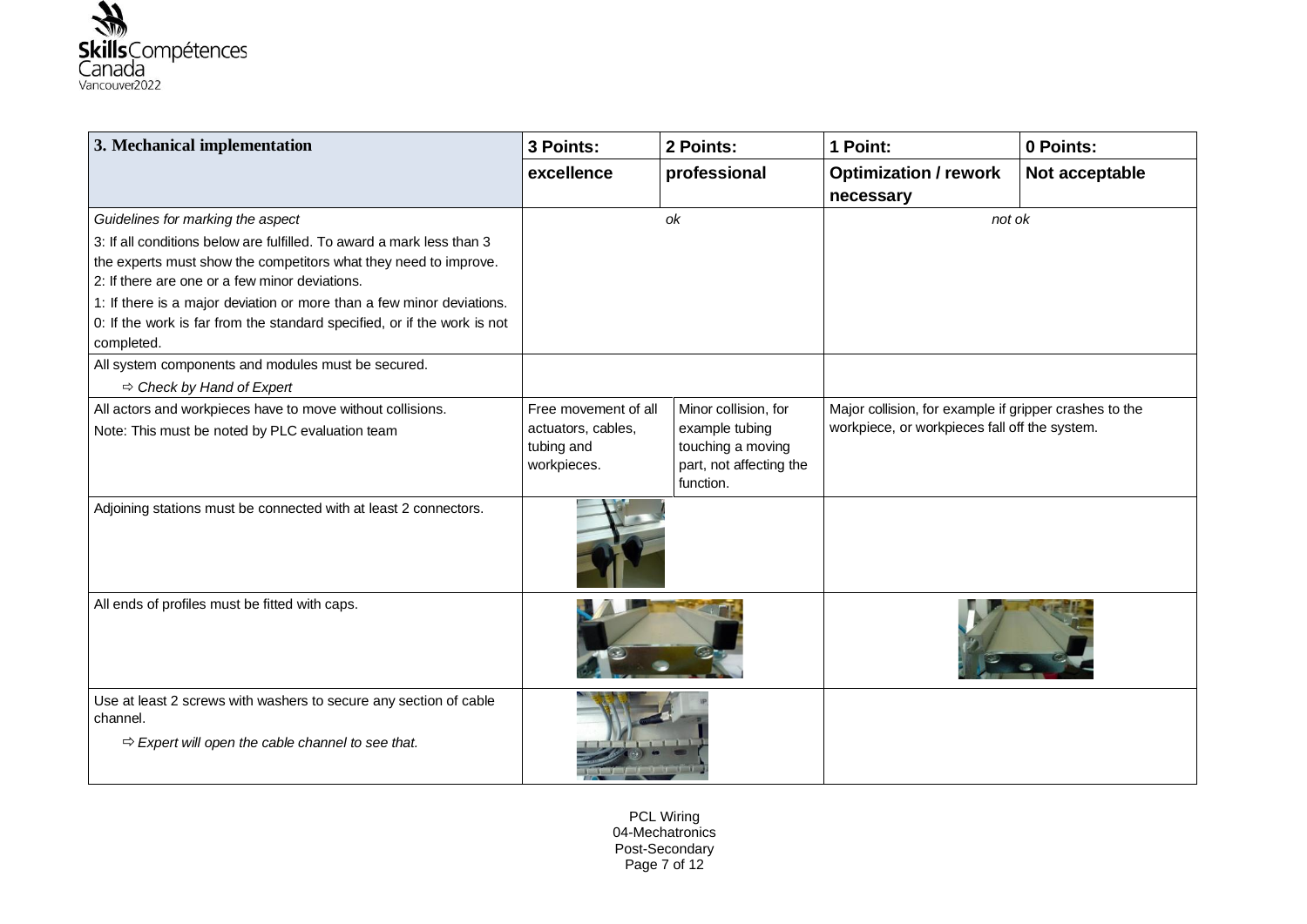| 3. Mechanical implementation | 3 Points: excellence | 2 Points: professional | 1 Point: Optimization / rework necessary | 0 Points: Not acceptable |
|---|---|---|---|---|
| *Guidelines for marking the aspect*<br>3: If all conditions below are fulfilled. To award a mark less than 3 the experts must show the competitors what they need to improve.<br>2: If there are one or a few minor deviations.<br>1: If there is a major deviation or more than a few minor deviations.<br>0: If the work is far from the standard specified, or if the work is not completed. | *ok* | | *not ok* | |
| All system components and modules must be secured.<br>⇨ *Check by Hand of Expert* | | | | |
| All actors and workpieces have to move without collisions.<br>Note: This must be noted by PLC evaluation team | Free movement of all actuators, cables, tubing and workpieces. | Minor collision, for example tubing touching a moving part, not affecting the function. | Major collision, for example if gripper crashes to the workpiece, or workpieces fall off the system. | |
| Adjoining stations must be connected with at least 2 connectors. | | | | |
| All ends of profiles must be fitted with caps. | | | | |
| Use at least 2 screws with washers to secure any section of cable channel.<br>⇨ *Expert will open the cable channel to see that.* | | | | |

PCL Wiring
04-Mechatronics
Post-Secondary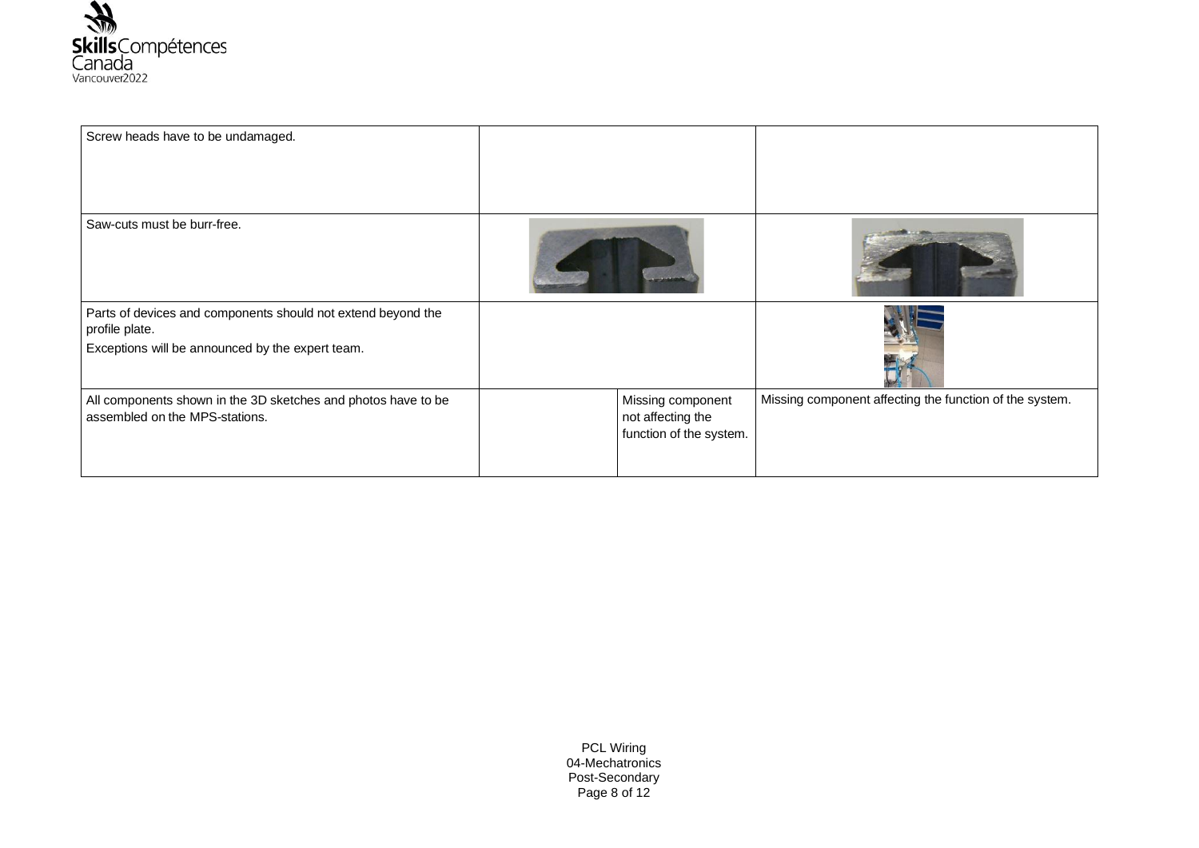| | | | |
|---|---|---|---|
| Screw heads have to be undamaged. | | | |
| Saw-cuts must be burr-free. | | | |
| Parts of devices and components should not extend beyond the profile plate.<br>Exceptions will be announced by the expert team. | | | |
| All components shown in the 3D sketches and photos have to be assembled on the MPS-stations. | | Missing component not affecting the function of the system. | Missing component affecting the function of the system. |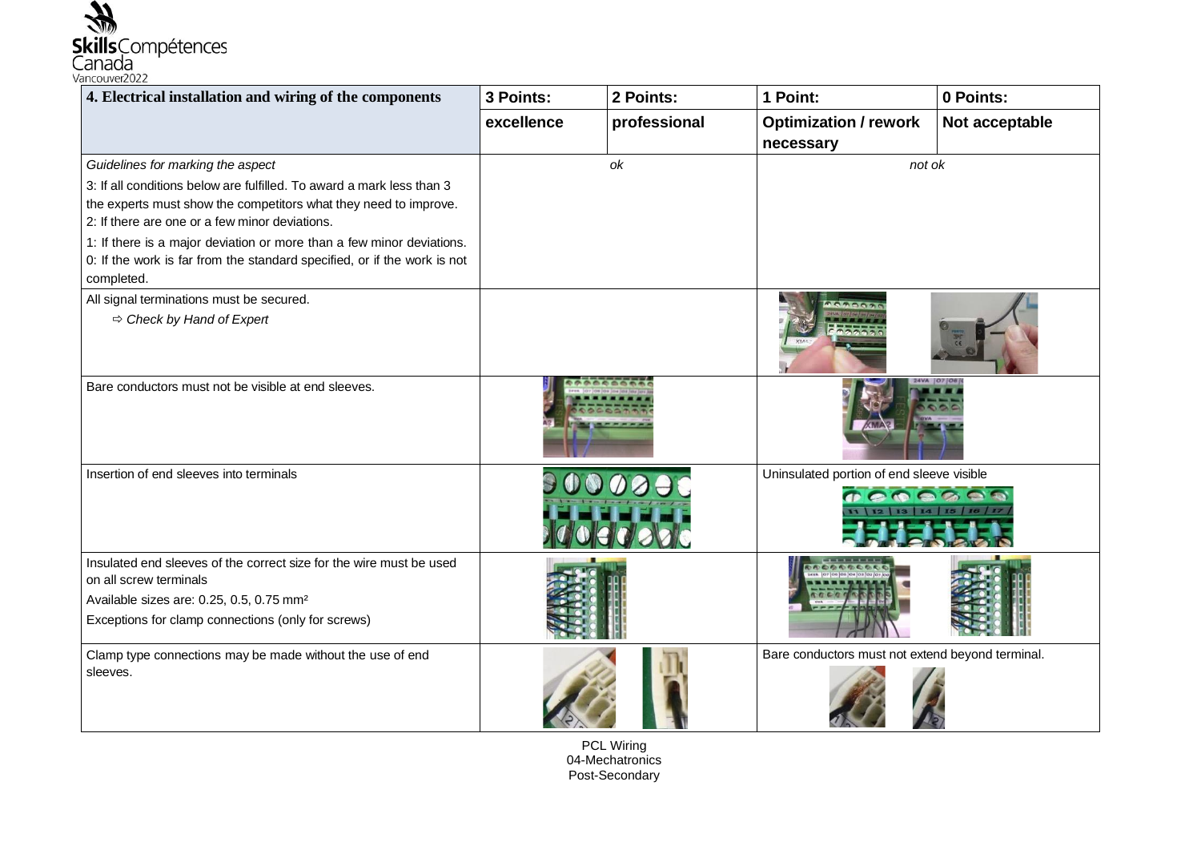| 4. Electrical installation and wiring of the components | 3 Points: | 2 Points: | 1 Point: | 0 Points: |
|---|---|---|---|---|
| | excellence | professional | Optimization / rework necessary | Not acceptable |
| *Guidelines for marking the aspect*<br>3: If all conditions below are fulfilled. To award a mark less than 3 the experts must show the competitors what they need to improve.<br>2: If there are one or a few minor deviations.<br>1: If there is a major deviation or more than a few minor deviations.<br>0: If the work is far from the standard specified, or if the work is not completed. | *ok* | | *not ok* | |
| All signal terminations must be secured.<br>⇨ *Check by Hand of Expert* | | | | |
| Bare conductors must not be visible at end sleeves. | | | | |
| Insertion of end sleeves into terminals | | | Uninsulated portion of end sleeve visible | |
| Insulated end sleeves of the correct size for the wire must be used on all screw terminals<br>Available sizes are: 0.25, 0.5, 0.75 mm²<br>Exceptions for clamp connections (only for screws) | | | | |
| Clamp type connections may be made without the use of end sleeves. | | | Bare conductors must not extend beyond terminal. | |

PCL Wiring
04-Mechatronics
Post-Secondary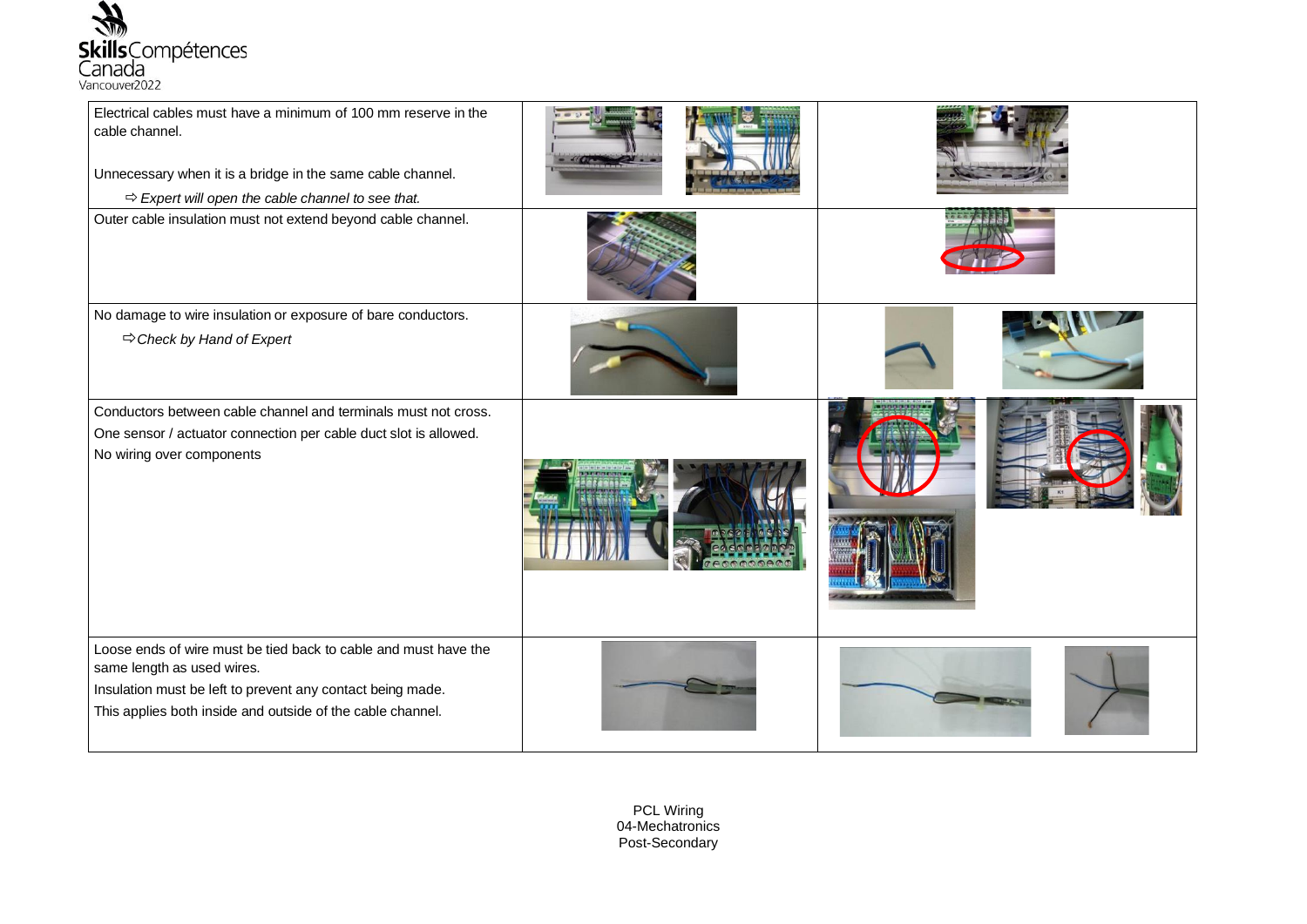| | | |
|---|---|---|
| Electrical cables must have a minimum of 100 mm reserve in the cable channel.<br><br>Unnecessary when it is a bridge in the same cable channel.<br>⇨ *Expert will open the cable channel to see that.* | | |
| Outer cable insulation must not extend beyond cable channel. | | |
| No damage to wire insulation or exposure of bare conductors.<br>⇨ *Check by Hand of Expert* | | |
| Conductors between cable channel and terminals must not cross.<br>One sensor / actuator connection per cable duct slot is allowed.<br>No wiring over components | | |
| Loose ends of wire must be tied back to cable and must have the same length as used wires.<br>Insulation must be left to prevent any contact being made.<br>This applies both inside and outside of the cable channel. | | |

PCL Wiring
04-Mechatronics
Post-Secondary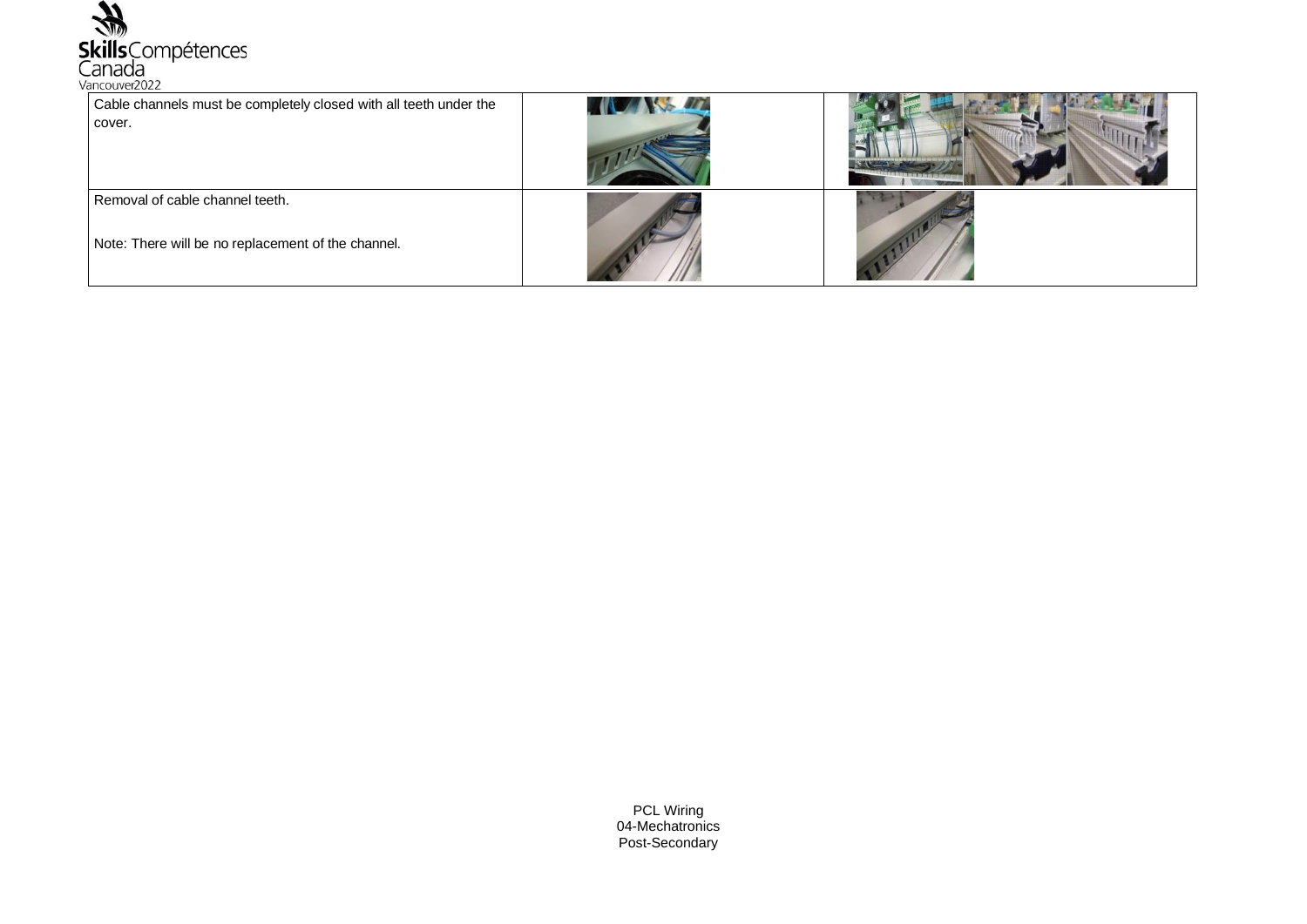| | | |
|---|---|---|
| Cable channels must be completely closed with all teeth under the cover. | | |
| Removal of cable channel teeth.<br><br>Note: There will be no replacement of the channel. | | |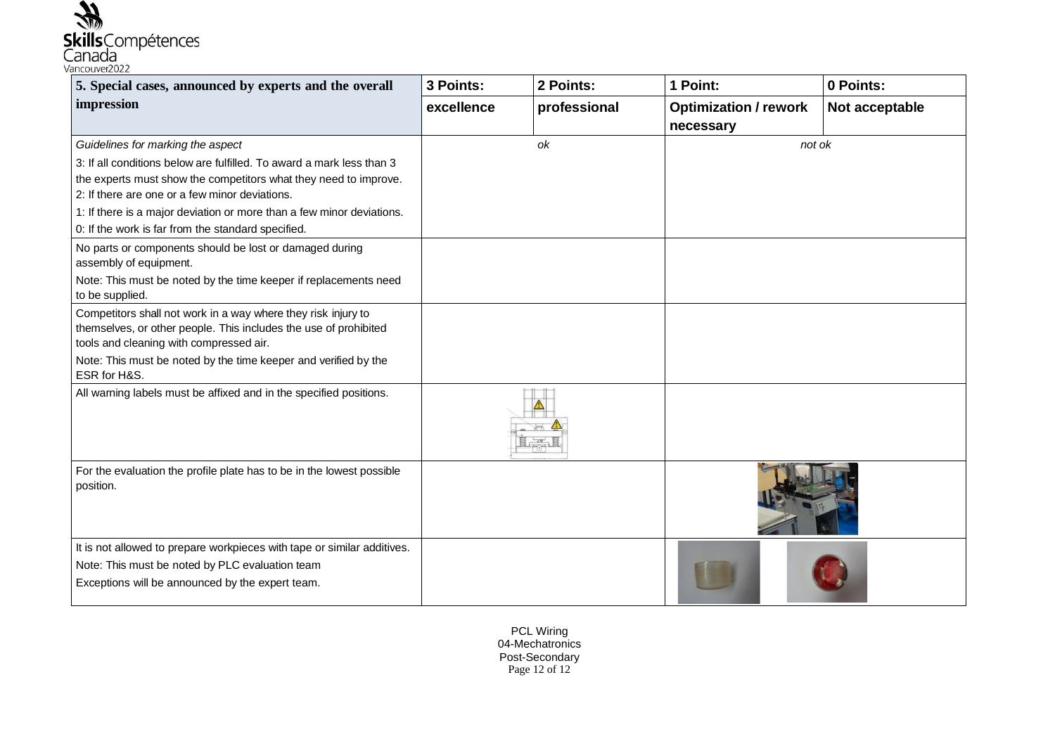| 5. Special cases, announced by experts and the overall impression | 3 Points: excellence | 2 Points: professional | 1 Point: Optimization / rework necessary | 0 Points: Not acceptable |
|---|---|---|---|---|
| *Guidelines for marking the aspect*<br>3: If all conditions below are fulfilled. To award a mark less than 3 the experts must show the competitors what they need to improve.<br>2: If there are one or a few minor deviations.<br>1: If there is a major deviation or more than a few minor deviations.<br>0: If the work is far from the standard specified. | *ok* | | *not ok* | |
| No parts or components should be lost or damaged during assembly of equipment.<br>Note: This must be noted by the time keeper if replacements need to be supplied. | | | | |
| Competitors shall not work in a way where they risk injury to themselves, or other people. This includes the use of prohibited tools and cleaning with compressed air.<br>Note: This must be noted by the time keeper and verified by the ESR for H&S. | | | | |
| All warning labels must be affixed and in the specified positions. | | | | |
| For the evaluation the profile plate has to be in the lowest possible position. | | | | |
| It is not allowed to prepare workpieces with tape or similar additives.<br>Note: This must be noted by PLC evaluation team<br>Exceptions will be announced by the expert team. | | | | |

PCL Wiring
04-Mechatronics
Post-Secondary